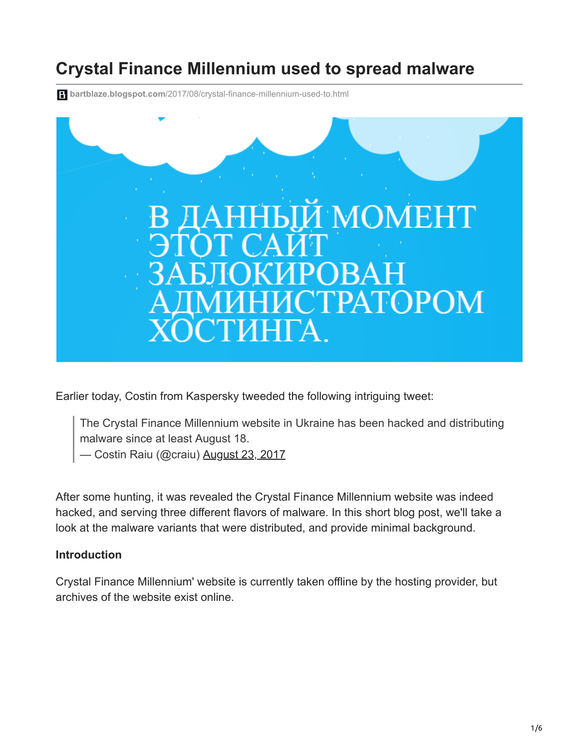# Crystal Finance Millennium used to spread malware

bartblaze.blogspot.com/2017/08/crystal-finance-millennium-used-to.html

Earlier today, Costin from Kaspersky tweeded the following intriguing tweet:

> The Crystal Finance Millennium website in Ukraine has been hacked and distributing malware since at least August 18.
> — Costin Raiu (@craiu) August 23, 2017

After some hunting, it was revealed the Crystal Finance Millennium website was indeed hacked, and serving three different flavors of malware. In this short blog post, we'll take a look at the malware variants that were distributed, and provide minimal background.

**Introduction**

Crystal Finance Millennium' website is currently taken offline by the hosting provider, but archives of the website exist online.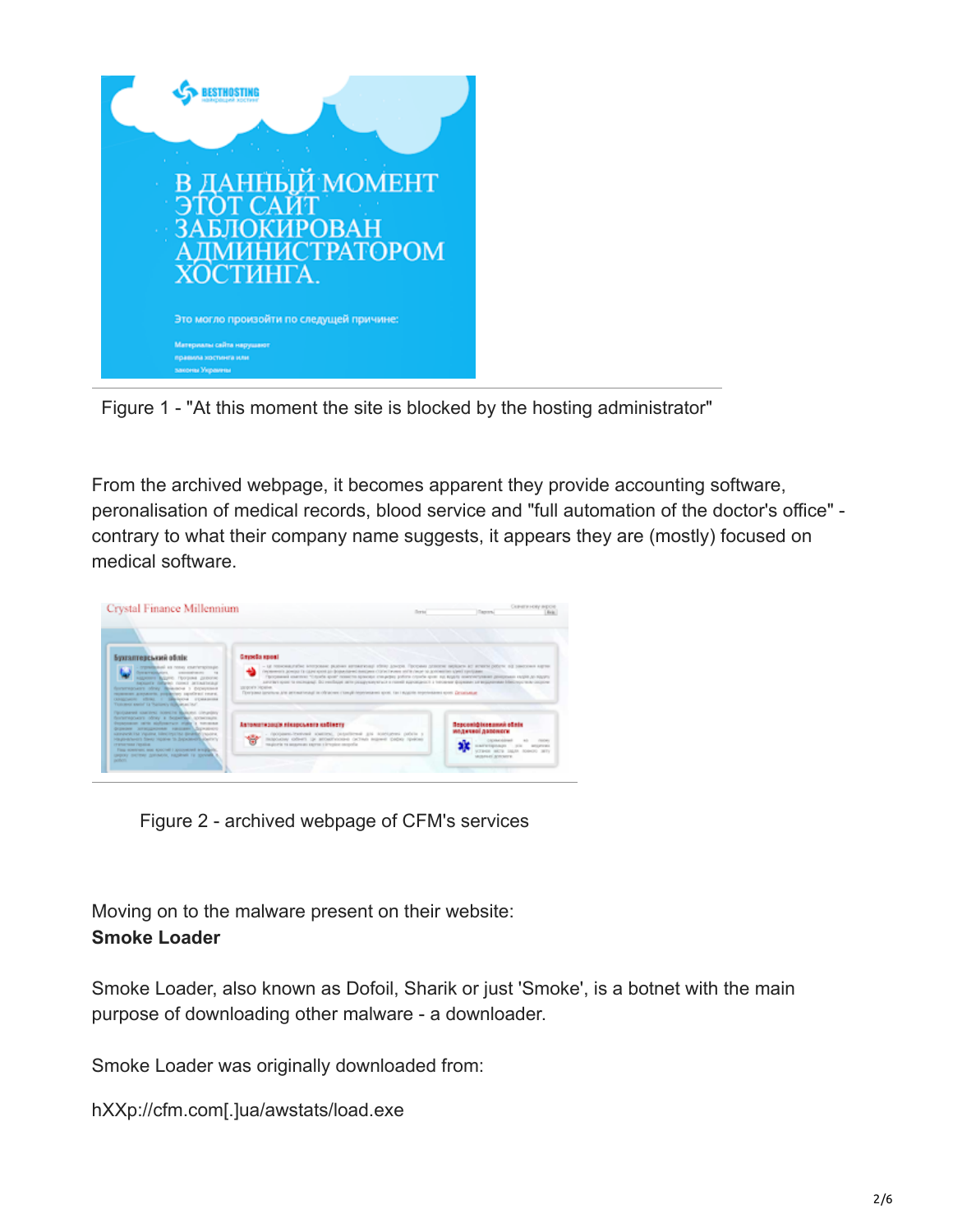Figure 1 - "At this moment the site is blocked by the hosting administrator"

From the archived webpage, it becomes apparent they provide accounting software, peronalisation of medical records, blood service and "full automation of the doctor's office" - contrary to what their company name suggests, it appears they are (mostly) focused on medical software.

Figure 2 - archived webpage of CFM's services

Moving on to the malware present on their website:

**Smoke Loader**

Smoke Loader, also known as Dofoil, Sharik or just 'Smoke', is a botnet with the main purpose of downloading other malware - a downloader.

Smoke Loader was originally downloaded from:

hXXp://cfm.com[.]ua/awstats/load.exe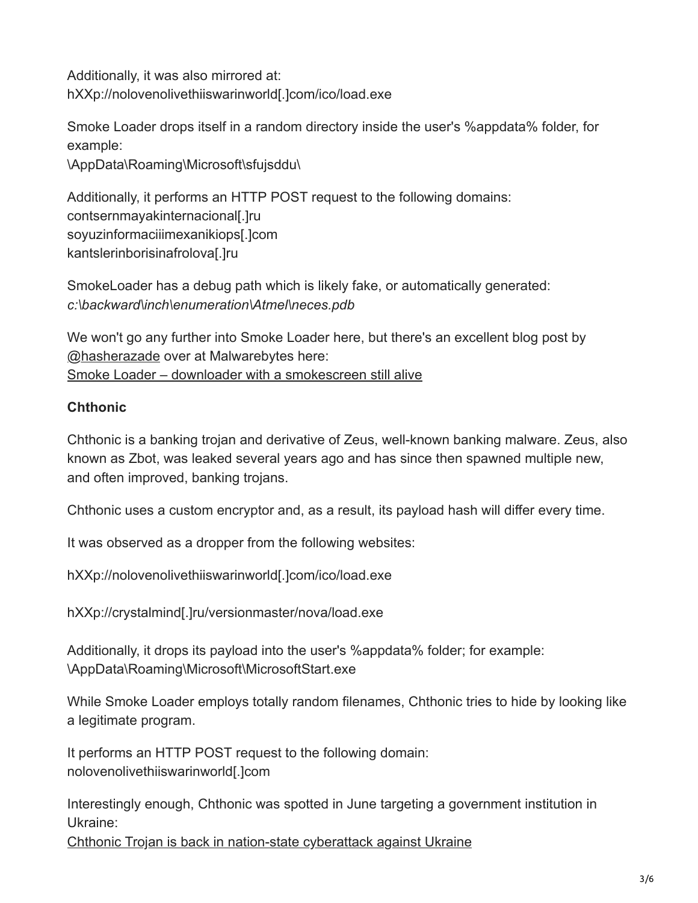Additionally, it was also mirrored at:
hXXp://nolovenolivethiiswarinworld[.]com/ico/load.exe

Smoke Loader drops itself in a random directory inside the user's %appdata% folder, for example:
\AppData\Roaming\Microsoft\sfujsddu\

Additionally, it performs an HTTP POST request to the following domains:
contsernmayakinternacional[.]ru
soyuzinformaciiimexanikiops[.]com
kantslerinborisinafrolova[.]ru

SmokeLoader has a debug path which is likely fake, or automatically generated:
*c:\backward\inch\enumeration\Atmel\neces.pdb*

We won't go any further into Smoke Loader here, but there's an excellent blog post by @hasherazade over at Malwarebytes here:
Smoke Loader – downloader with a smokescreen still alive

### Chthonic

Chthonic is a banking trojan and derivative of Zeus, well-known banking malware. Zeus, also known as Zbot, was leaked several years ago and has since then spawned multiple new, and often improved, banking trojans.

Chthonic uses a custom encryptor and, as a result, its payload hash will differ every time.

It was observed as a dropper from the following websites:

hXXp://nolovenolivethiiswarinworld[.]com/ico/load.exe

hXXp://crystalmind[.]ru/versionmaster/nova/load.exe

Additionally, it drops its payload into the user's %appdata% folder; for example:
\AppData\Roaming\Microsoft\MicrosoftStart.exe

While Smoke Loader employs totally random filenames, Chthonic tries to hide by looking like a legitimate program.

It performs an HTTP POST request to the following domain:
nolovenolivethiiswarinworld[.]com

Interestingly enough, Chthonic was spotted in June targeting a government institution in Ukraine:
Chthonic Trojan is back in nation-state cyberattack against Ukraine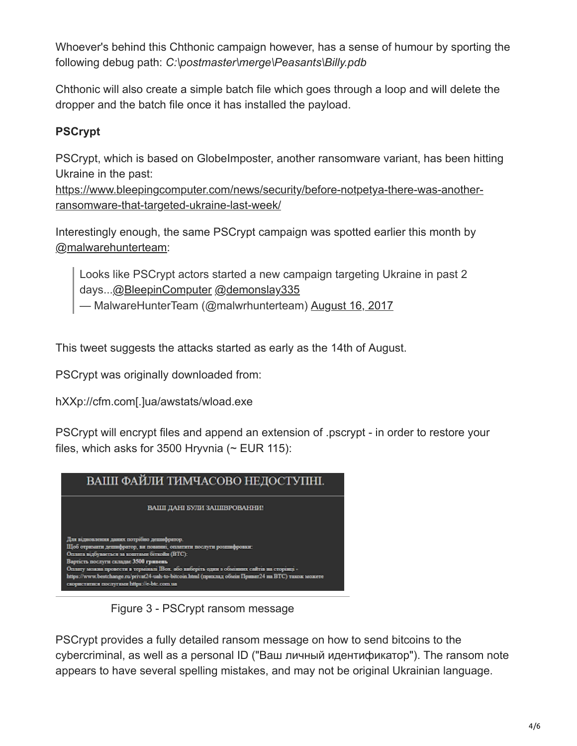Whoever's behind this Chthonic campaign however, has a sense of humour by sporting the following debug path: *C:\postmaster\merge\Peasants\Billy.pdb*

Chthonic will also create a simple batch file which goes through a loop and will delete the dropper and the batch file once it has installed the payload.

**PSCrypt**

PSCrypt, which is based on GlobeImposter, another ransomware variant, has been hitting Ukraine in the past:
https://www.bleepingcomputer.com/news/security/before-notpetya-there-was-another-ransomware-that-targeted-ukraine-last-week/

Interestingly enough, the same PSCrypt campaign was spotted earlier this month by @malwarehunterteam:

> Looks like PSCrypt actors started a new campaign targeting Ukraine in past 2 days...@BleepinComputer @demonslay335
> — MalwareHunterTeam (@malwrhunterteam) August 16, 2017

This tweet suggests the attacks started as early as the 14th of August.

PSCrypt was originally downloaded from:

hXXp://cfm.com[.]ua/awstats/wload.exe

PSCrypt will encrypt files and append an extension of .pscrypt - in order to restore your files, which asks for 3500 Hryvnia (~ EUR 115):

Figure 3 - PSCrypt ransom message

PSCrypt provides a fully detailed ransom message on how to send bitcoins to the cybercriminal, as well as a personal ID ("Ваш личный идентификатор"). The ransom note appears to have several spelling mistakes, and may not be original Ukrainian language.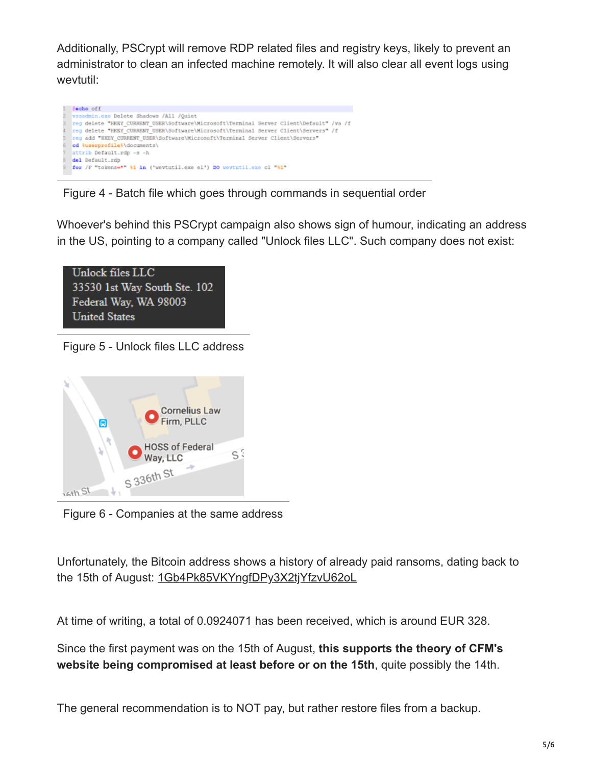Additionally, PSCrypt will remove RDP related files and registry keys, likely to prevent an administrator to clean an infected machine remotely. It will also clear all event logs using wevtutil:

```
@echo off
vssadmin.exe Delete Shadows /All /Quiet
reg delete "HKEY_CURRENT_USER\Software\Microsoft\Terminal Server Client\Default" /va /f
reg delete "HKEY_CURRENT_USER\Software\Microsoft\Terminal Server Client\Servers" /f
reg add "HKEY_CURRENT_USER\Software\Microsoft\Terminal Server Client\Servers"
cd %userprofile%\documents\
attrib Default.rdp -s -h
del Default.rdp
for /F "tokens=*" %1 in ('wevtutil.exe el') DO wevtutil.exe cl "%1"
```

Figure 4 - Batch file which goes through commands in sequential order

Whoever's behind this PSCrypt campaign also shows sign of humour, indicating an address in the US, pointing to a company called "Unlock files LLC". Such company does not exist:

Unlock files LLC
33530 1st Way South Ste. 102
Federal Way, WA 98003
United States

Figure 5 - Unlock files LLC address

Figure 6 - Companies at the same address

Unfortunately, the Bitcoin address shows a history of already paid ransoms, dating back to the 15th of August: 1Gb4Pk85VKYngfDPy3X2tjYfzvU62oL

At time of writing, a total of 0.0924071 has been received, which is around EUR 328.

Since the first payment was on the 15th of August, **this supports the theory of CFM's website being compromised at least before or on the 15th**, quite possibly the 14th.

The general recommendation is to NOT pay, but rather restore files from a backup.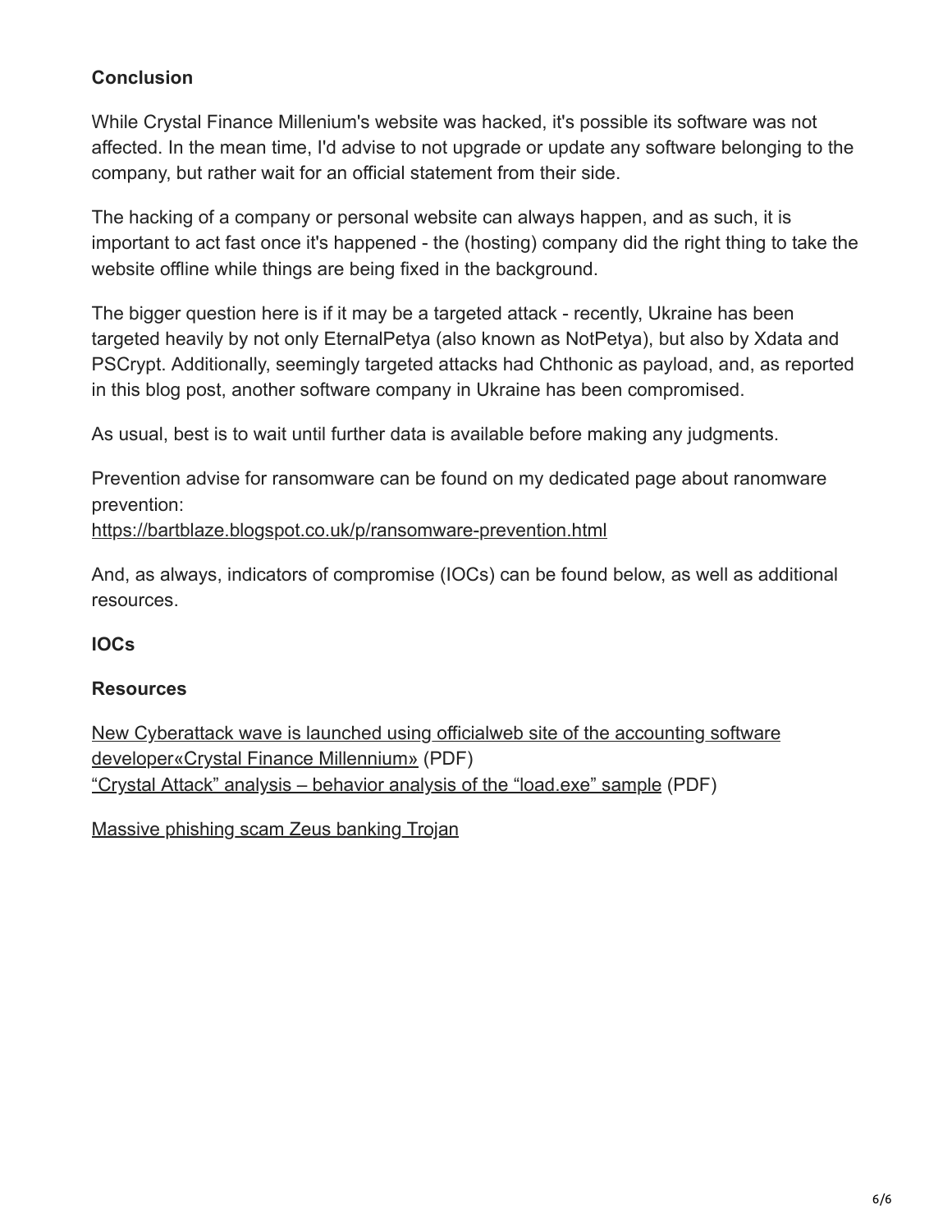**Conclusion**

While Crystal Finance Millenium's website was hacked, it's possible its software was not affected. In the mean time, I'd advise to not upgrade or update any software belonging to the company, but rather wait for an official statement from their side.

The hacking of a company or personal website can always happen, and as such, it is important to act fast once it's happened - the (hosting) company did the right thing to take the website offline while things are being fixed in the background.

The bigger question here is if it may be a targeted attack - recently, Ukraine has been targeted heavily by not only EternalPetya (also known as NotPetya), but also by Xdata and PSCrypt. Additionally, seemingly targeted attacks had Chthonic as payload, and, as reported in this blog post, another software company in Ukraine has been compromised.

As usual, best is to wait until further data is available before making any judgments.

Prevention advise for ransomware can be found on my dedicated page about ranomware prevention:
https://bartblaze.blogspot.co.uk/p/ransomware-prevention.html

And, as always, indicators of compromise (IOCs) can be found below, as well as additional resources.

**IOCs**

**Resources**

New Cyberattack wave is launched using officialweb site of the accounting software developer«Crystal Finance Millennium» (PDF)
“Crystal Attack” analysis – behavior analysis of the “load.exe” sample (PDF)

Massive phishing scam Zeus banking Trojan